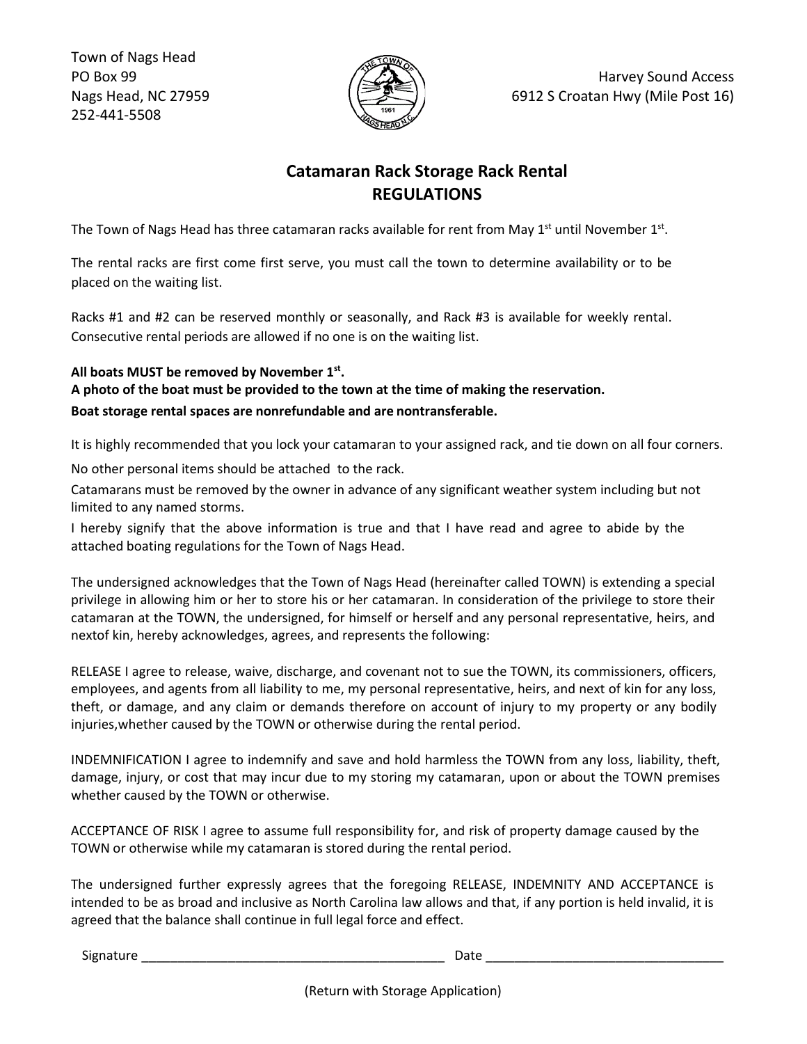Town of Nags Head
PO Box 99
Nags Head, NC 27959
252-441-5508

Harvey Sound Access
6912 S Croatan Hwy (Mile Post 16)

## Catamaran Rack Storage Rack Rental
## REGULATIONS

The Town of Nags Head has three catamaran racks available for rent from May 1st until November 1st.

The rental racks are first come first serve, you must call the town to determine availability or to be placed on the waiting list.

Racks #1 and #2 can be reserved monthly or seasonally, and Rack #3 is available for weekly rental. Consecutive rental periods are allowed if no one is on the waiting list.

**All boats MUST be removed by November 1st.**
**A photo of the boat must be provided to the town at the time of making the reservation.**
**Boat storage rental spaces are nonrefundable and are nontransferable.**

It is highly recommended that you lock your catamaran to your assigned rack, and tie down on all four corners.

No other personal items should be attached to the rack.

Catamarans must be removed by the owner in advance of any significant weather system including but not limited to any named storms.

I hereby signify that the above information is true and that I have read and agree to abide by the attached boating regulations for the Town of Nags Head.

The undersigned acknowledges that the Town of Nags Head (hereinafter called TOWN) is extending a special privilege in allowing him or her to store his or her catamaran. In consideration of the privilege to store their catamaran at the TOWN, the undersigned, for himself or herself and any personal representative, heirs, and nextof kin, hereby acknowledges, agrees, and represents the following:

RELEASE I agree to release, waive, discharge, and covenant not to sue the TOWN, its commissioners, officers, employees, and agents from all liability to me, my personal representative, heirs, and next of kin for any loss, theft, or damage, and any claim or demands therefore on account of injury to my property or any bodily injuries,whether caused by the TOWN or otherwise during the rental period.

INDEMNIFICATION I agree to indemnify and save and hold harmless the TOWN from any loss, liability, theft, damage, injury, or cost that may incur due to my storing my catamaran, upon or about the TOWN premises whether caused by the TOWN or otherwise.

ACCEPTANCE OF RISK I agree to assume full responsibility for, and risk of property damage caused by the TOWN or otherwise while my catamaran is stored during the rental period.

The undersigned further expressly agrees that the foregoing RELEASE, INDEMNITY AND ACCEPTANCE is intended to be as broad and inclusive as North Carolina law allows and that, if any portion is held invalid, it is agreed that the balance shall continue in full legal force and effect.

Signature ___________________________________________ Date _________________________________

(Return with Storage Application)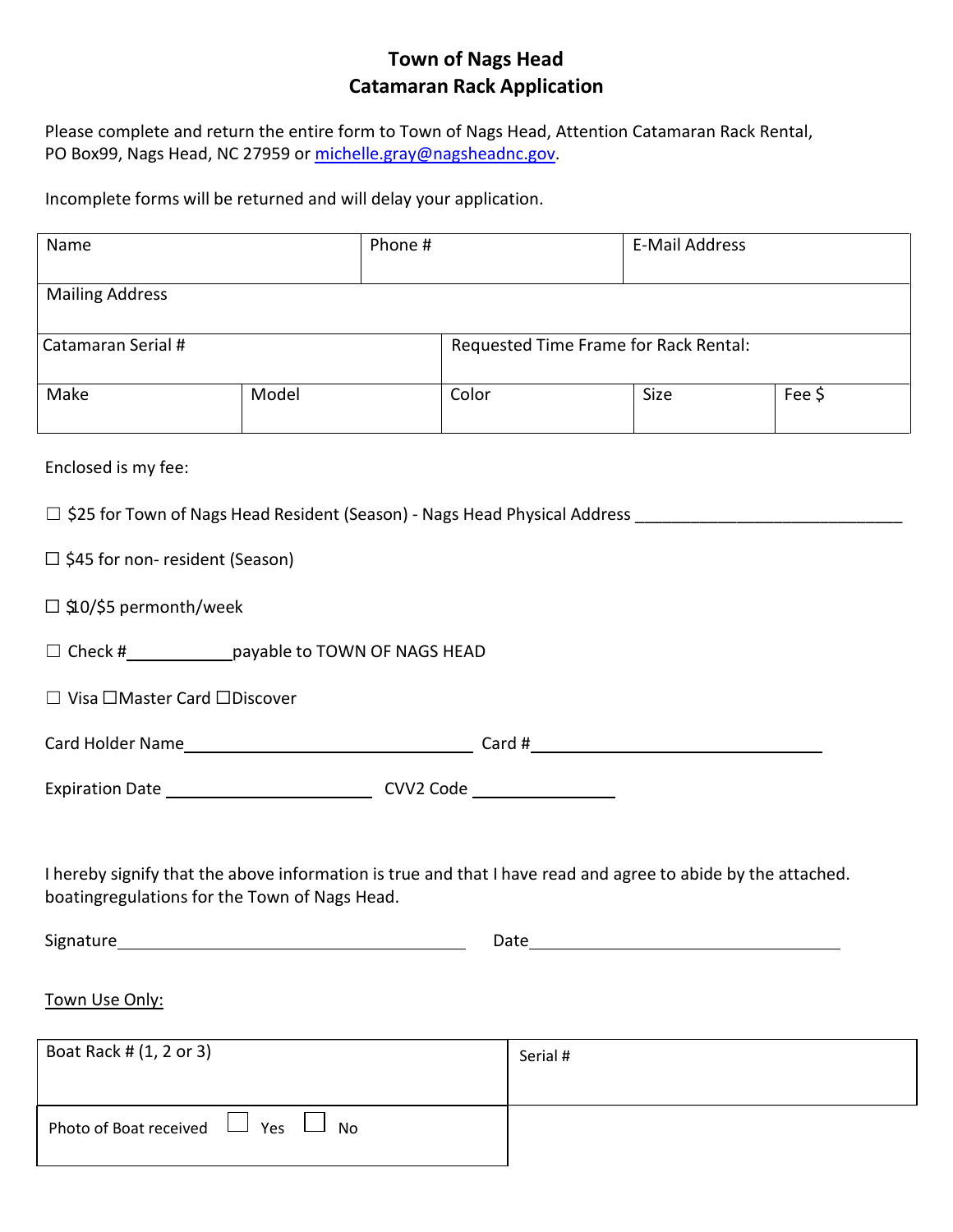# Town of Nags Head
## Catamaran Rack Application

Please complete and return the entire form to Town of Nags Head, Attention Catamaran Rack Rental, PO Box99, Nags Head, NC 27959 or michelle.gray@nagsheadnc.gov.

Incomplete forms will be returned and will delay your application.

| Name | | Phone # | | E-Mail Address | |
|---|---|---|---|---|---|
| Mailing Address | | | | | |
| Catamaran Serial # | | Requested Time Frame for Rack Rental: | | | |
| Make | Model | Color | | Size | Fee $ |

Enclosed is my fee:

☐ $25 for Town of Nags Head Resident (Season) - Nags Head Physical Address ____________________________

☐ $45 for non- resident (Season)

☐ $10/$5 permonth/week

☐ Check #__________payable to TOWN OF NAGS HEAD

☐ Visa ☐Master Card ☐Discover

Card Holder Name______________________________ Card #______________________________

Expiration Date ____________________ CVV2 Code ______________

I hereby signify that the above information is true and that I have read and agree to abide by the attached. boatingregulations for the Town of Nags Head.

Signature__________________________________ Date________________________________

Town Use Only:

| Boat Rack # (1, 2 or 3) | Serial # |
|---|---|
| Photo of Boat received ☐ Yes ☐ No | |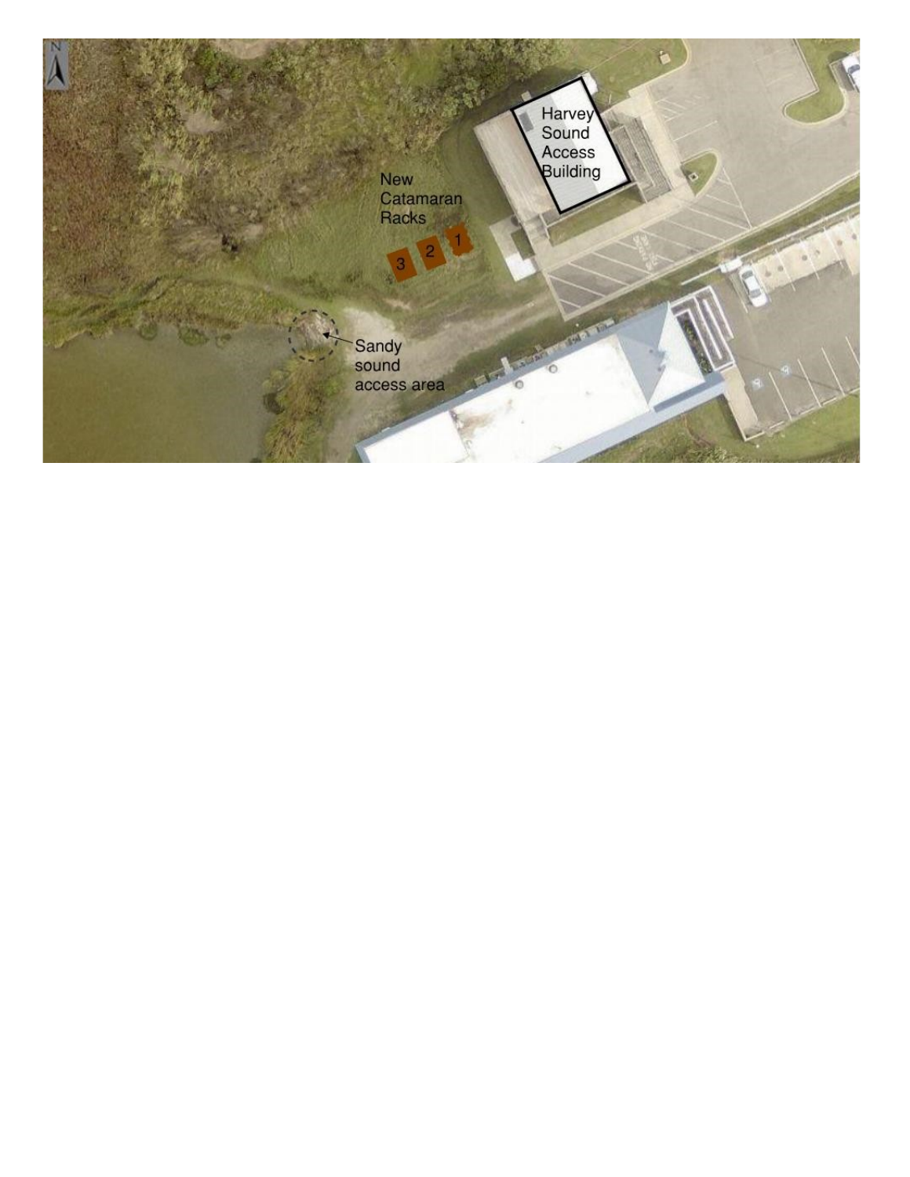N

Harvey Sound Access Building

New Catamaran Racks

1

2

3

Sandy sound access area